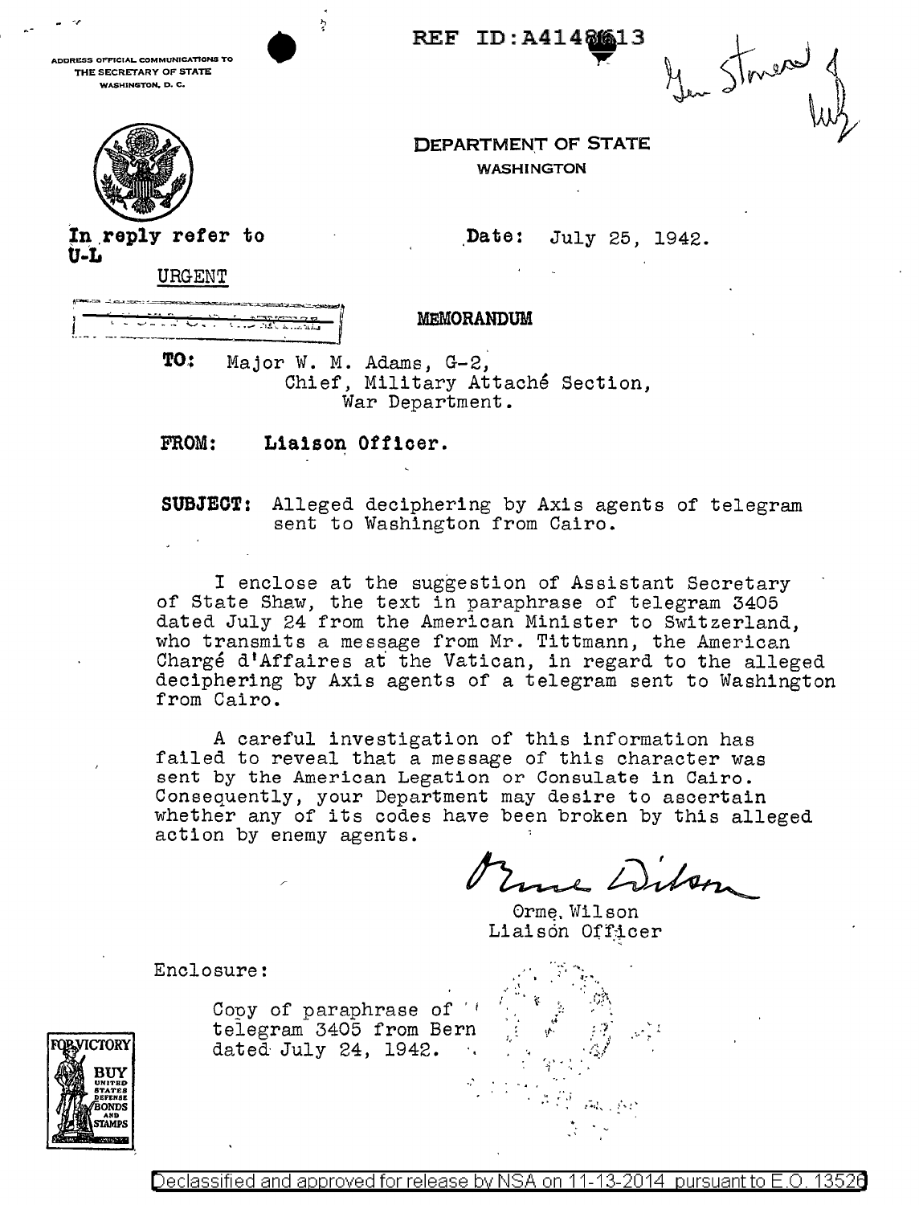REF ID:A4148613

ADDRESS OFFICIAL COMMUNICATIONS TO THE SECRETARY OF STATE WASHINGTON, D. C.

Gen Stoner

**DEPARTMENT OF STATE**
WASHINGTON

In reply refer to
U-L

Date: July 25, 1942.

URGENT

**MEMORANDUM**

**TO:** Major W. M. Adams, G-2,
Chief, Military Attaché Section,
War Department.

**FROM:** Liaison Officer.

**SUBJECT:** Alleged deciphering by Axis agents of telegram sent to Washington from Cairo.

I enclose at the suggestion of Assistant Secretary of State Shaw, the text in paraphrase of telegram 3405 dated July 24 from the American Minister to Switzerland, who transmits a message from Mr. Tittmann, the American Chargé d'Affaires at the Vatican, in regard to the alleged deciphering by Axis agents of a telegram sent to Washington from Cairo.

A careful investigation of this information has failed to reveal that a message of this character was sent by the American Legation or Consulate in Cairo. Consequently, your Department may desire to ascertain whether any of its codes have been broken by this alleged action by enemy agents.

Orme Wilson
Orme Wilson
Liaison Officer

Enclosure:

Copy of paraphrase of telegram 3405 from Bern dated July 24, 1942.

FOR VICTORY BUY UNITED STATES DEFENSE BONDS AND STAMPS

Declassified and approved for release by NSA on 11-13-2014 pursuant to E.O. 13526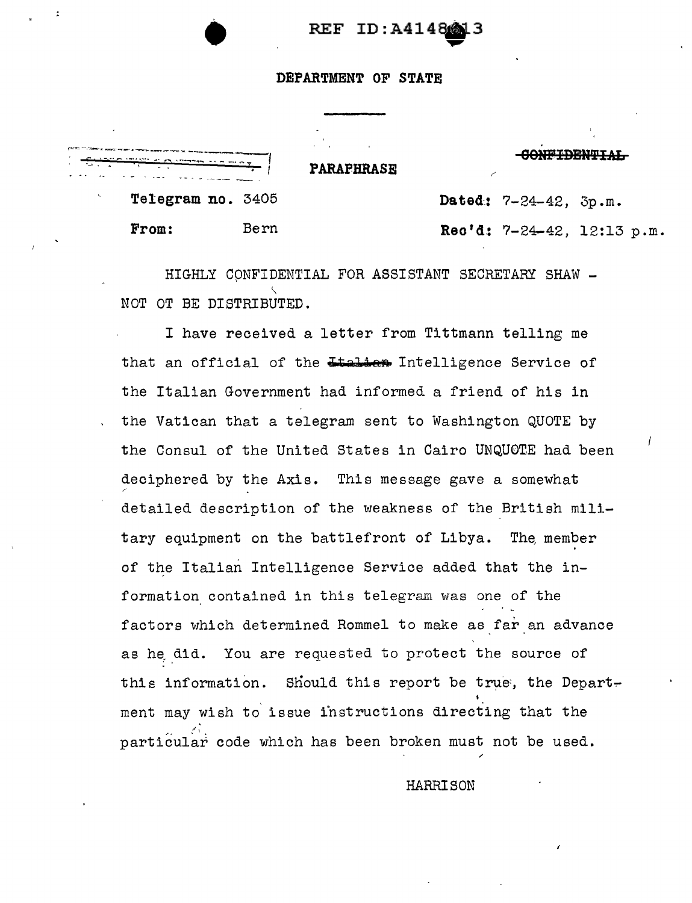REF ID:A4148613

DEPARTMENT OF STATE

~~CONFIDENTIAL~~

**PARAPHRASE**

**Telegram no.** 3405 **Dated:** 7-24-42, 3p.m.

**From:** Bern **Rec'd:** 7-24-42, 12:13 p.m.

HIGHLY CONFIDENTIAL FOR ASSISTANT SECRETARY SHAW - NOT OT BE DISTRIBUTED.

I have received a letter from Tittmann telling me that an official of the ~~Italian~~ Intelligence Service of the Italian Government had informed a friend of his in the Vatican that a telegram sent to Washington QUOTE by the Consul of the United States in Cairo UNQUOTE had been deciphered by the Axis. This message gave a somewhat detailed description of the weakness of the British military equipment on the battlefront of Libya. The member of the Italian Intelligence Service added that the information contained in this telegram was one of the factors which determined Rommel to make as far an advance as he did. You are requested to protect the source of this information. Should this report be true, the Department may wish to issue instructions directing that the particular code which has been broken must not be used.

HARRISON